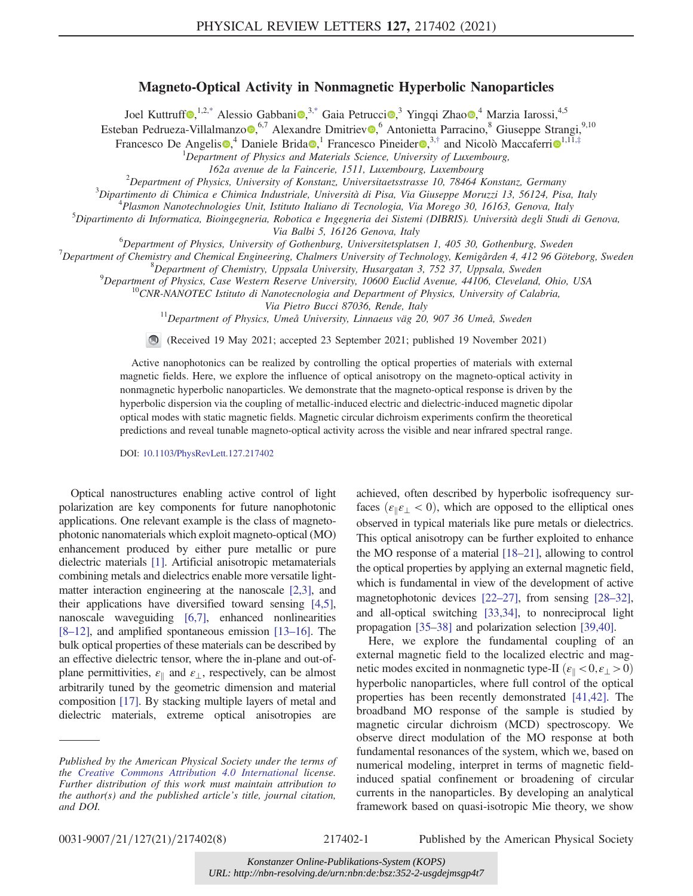# Magneto-Optical Activity in Nonmagnetic Hyperbolic Nanoparticles

Joel Kuttruff,[1,2,*] Alessio Gabbani,[3,*] Gaia Petrucci,[3] Yingqi Zhao,[4] Marzia Iarossi,[4,5] Esteban Pedrueza-Villalmanzo,[6,7] Alexandre Dmitriev,[6] Antonietta Parracino,[8] Giuseppe Strangi,[9,10] Francesco De Angelis,[4] Daniele Brida,[1] Francesco Pineider,[3,†] and Nicolò Maccaferri[1,11,‡]

[1]Department of Physics and Materials Science, University of Luxembourg, 162a avenue de la Faincerie, 1511, Luxembourg, Luxembourg

[2]Department of Physics, University of Konstanz, Universitaetsstrasse 10, 78464 Konstanz, Germany

[3]Dipartimento di Chimica e Chimica Industriale, Università di Pisa, Via Giuseppe Moruzzi 13, 56124, Pisa, Italy

[4]Plasmon Nanotechnologies Unit, Istituto Italiano di Tecnologia, Via Morego 30, 16163, Genova, Italy

[5]Dipartimento di Informatica, Bioingegneria, Robotica e Ingegneria dei Sistemi (DIBRIS). Università degli Studi di Genova, Via Balbi 5, 16126 Genova, Italy

[6]Department of Physics, University of Gothenburg, Universitetsplatsen 1, 405 30, Gothenburg, Sweden

[7]Department of Chemistry and Chemical Engineering, Chalmers University of Technology, Kemigården 4, 412 96 Göteborg, Sweden

[8]Department of Chemistry, Uppsala University, Husargatan 3, 752 37, Uppsala, Sweden

[9]Department of Physics, Case Western Reserve University, 10600 Euclid Avenue, 44106, Cleveland, Ohio, USA

[10]CNR-NANOTEC Istituto di Nanotecnologia and Department of Physics, University of Calabria, Via Pietro Bucci 87036, Rende, Italy

[11]Department of Physics, Umeå University, Linnaeus väg 20, 907 36 Umeå, Sweden

(Received 19 May 2021; accepted 23 September 2021; published 19 November 2021)

Active nanophotonics can be realized by controlling the optical properties of materials with external magnetic fields. Here, we explore the influence of optical anisotropy on the magneto-optical activity in nonmagnetic hyperbolic nanoparticles. We demonstrate that the magneto-optical response is driven by the hyperbolic dispersion via the coupling of metallic-induced electric and dielectric-induced magnetic dipolar optical modes with static magnetic fields. Magnetic circular dichroism experiments confirm the theoretical predictions and reveal tunable magneto-optical activity across the visible and near infrared spectral range.

DOI: 10.1103/PhysRevLett.127.217402

Optical nanostructures enabling active control of light polarization are key components for future nanophotonic applications. One relevant example is the class of magneto-photonic nanomaterials which exploit magneto-optical (MO) enhancement produced by either pure metallic or pure dielectric materials [1]. Artificial anisotropic metamaterials combining metals and dielectrics enable more versatile light-matter interaction engineering at the nanoscale [2,3], and their applications have diversified toward sensing [4,5], nanoscale waveguiding [6,7], enhanced nonlinearities [8–12], and amplified spontaneous emission [13–16]. The bulk optical properties of these materials can be described by an effective dielectric tensor, where the in-plane and out-of-plane permittivities, $\varepsilon_\parallel$ and $\varepsilon_\perp$, respectively, can be almost arbitrarily tuned by the geometric dimension and material composition [17]. By stacking multiple layers of metal and dielectric materials, extreme optical anisotropies are achieved, often described by hyperbolic isofrequency surfaces ($\varepsilon_\parallel \varepsilon_\perp < 0$), which are opposed to the elliptical ones observed in typical materials like pure metals or dielectrics. This optical anisotropy can be further exploited to enhance the MO response of a material [18–21], allowing to control the optical properties by applying an external magnetic field, which is fundamental in view of the development of active magnetophotonic devices [22–27], from sensing [28–32], and all-optical switching [33,34], to nonreciprocal light propagation [35–38] and polarization selection [39,40].

Here, we explore the fundamental coupling of an external magnetic field to the localized electric and magnetic modes excited in nonmagnetic type-II ($\varepsilon_\parallel < 0, \varepsilon_\perp > 0$) hyperbolic nanoparticles, where full control of the optical properties has been recently demonstrated [41,42]. The broadband MO response of the sample is studied by magnetic circular dichroism (MCD) spectroscopy. We observe direct modulation of the MO response at both fundamental resonances of the system, which we, based on numerical modeling, interpret in terms of magnetic field-induced spatial confinement or broadening of circular currents in the nanoparticles. By developing an analytical framework based on quasi-isotropic Mie theory, we show

*Published by the American Physical Society under the terms of the Creative Commons Attribution 4.0 International license. Further distribution of this work must maintain attribution to the author(s) and the published article's title, journal citation, and DOI.*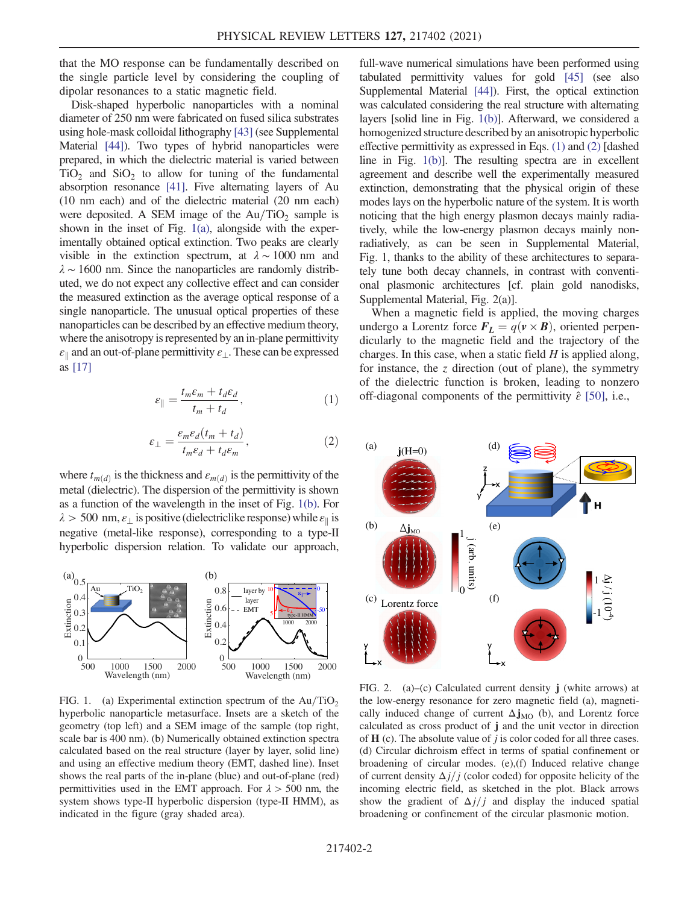that the MO response can be fundamentally described on the single particle level by considering the coupling of dipolar resonances to a static magnetic field.

Disk-shaped hyperbolic nanoparticles with a nominal diameter of 250 nm were fabricated on fused silica substrates using hole-mask colloidal lithography [43] (see Supplemental Material [44]). Two types of hybrid nanoparticles were prepared, in which the dielectric material is varied between $TiO_2$ and $SiO_2$ to allow for tuning of the fundamental absorption resonance [41]. Five alternating layers of Au (10 nm each) and of the dielectric material (20 nm each) were deposited. A SEM image of the Au/$TiO_2$ sample is shown in the inset of Fig. 1(a), alongside with the experimentally obtained optical extinction. Two peaks are clearly visible in the extinction spectrum, at $\lambda \sim 1000$ nm and $\lambda \sim 1600$ nm. Since the nanoparticles are randomly distributed, we do not expect any collective effect and can consider the measured extinction as the average optical response of a single nanoparticle. The unusual optical properties of these nanoparticles can be described by an effective medium theory, where the anisotropy is represented by an in-plane permittivity $\varepsilon_{\parallel}$ and an out-of-plane permittivity $\varepsilon_{\perp}$. These can be expressed as [17]

$$\varepsilon_{\parallel} = \frac{t_m \varepsilon_m + t_d \varepsilon_d}{t_m + t_d}, \tag{1}$$

$$\varepsilon_{\perp} = \frac{\varepsilon_m \varepsilon_d (t_m + t_d)}{t_m \varepsilon_d + t_d \varepsilon_m}, \tag{2}$$

where $t_{m(d)}$ is the thickness and $\varepsilon_{m(d)}$ is the permittivity of the metal (dielectric). The dispersion of the permittivity is shown as a function of the wavelength in the inset of Fig. 1(b). For $\lambda > 500$ nm, $\varepsilon_{\perp}$ is positive (dielectriclike response) while $\varepsilon_{\parallel}$ is negative (metal-like response), corresponding to a type-II hyperbolic dispersion relation. To validate our approach, full-wave numerical simulations have been performed using tabulated permittivity values for gold [45] (see also Supplemental Material [44]). First, the optical extinction was calculated considering the real structure with alternating layers [solid line in Fig. 1(b)]. Afterward, we considered a homogenized structure described by an anisotropic hyperbolic effective permittivity as expressed in Eqs. (1) and (2) [dashed line in Fig. 1(b)]. The resulting spectra are in excellent agreement and describe well the experimentally measured extinction, demonstrating that the physical origin of these modes lays on the hyperbolic nature of the system. It is worth noticing that the high energy plasmon decays mainly radiatively, while the low-energy plasmon decays mainly nonradiatively, as can be seen in Supplemental Material, Fig. 1, thanks to the ability of these architectures to separately tune both decay channels, in contrast with conventional plasmonic architectures [cf. plain gold nanodisks, Supplemental Material, Fig. 2(a)].

When a magnetic field is applied, the moving charges undergo a Lorentz force $\boldsymbol{F_L} = q(\boldsymbol{v} \times \boldsymbol{B})$, oriented perpendicularly to the magnetic field and the trajectory of the charges. In this case, when a static field $H$ is applied along, for instance, the $z$ direction (out of plane), the symmetry of the dielectric function is broken, leading to nonzero off-diagonal components of the permittivity $\hat{\varepsilon}$ [50], i.e.,

FIG. 1. (a) Experimental extinction spectrum of the Au/$TiO_2$ hyperbolic nanoparticle metasurface. Insets are a sketch of the geometry (top left) and a SEM image of the sample (top right, scale bar is 400 nm). (b) Numerically obtained extinction spectra calculated based on the real structure (layer by layer, solid line) and using an effective medium theory (EMT, dashed line). Inset shows the real parts of the in-plane (blue) and out-of-plane (red) permittivities used in the EMT approach. For $\lambda > 500$ nm, the system shows type-II hyperbolic dispersion (type-II HMM), as indicated in the figure (gray shaded area).

FIG. 2. (a)–(c) Calculated current density $\mathbf{j}$ (white arrows) at the low-energy resonance for zero magnetic field (a), magnetically induced change of current $\Delta\mathbf{j}_{MO}$ (b), and Lorentz force calculated as cross product of $\mathbf{j}$ and the unit vector in direction of $\mathbf{H}$ (c). The absolute value of $j$ is color coded for all three cases. (d) Circular dichroism effect in terms of spatial confinement or broadening of circular modes. (e),(f) Induced relative change of current density $\Delta j/j$ (color coded) for opposite helicity of the incoming electric field, as sketched in the plot. Black arrows show the gradient of $\Delta j/j$ and display the induced spatial broadening or confinement of the circular plasmonic motion.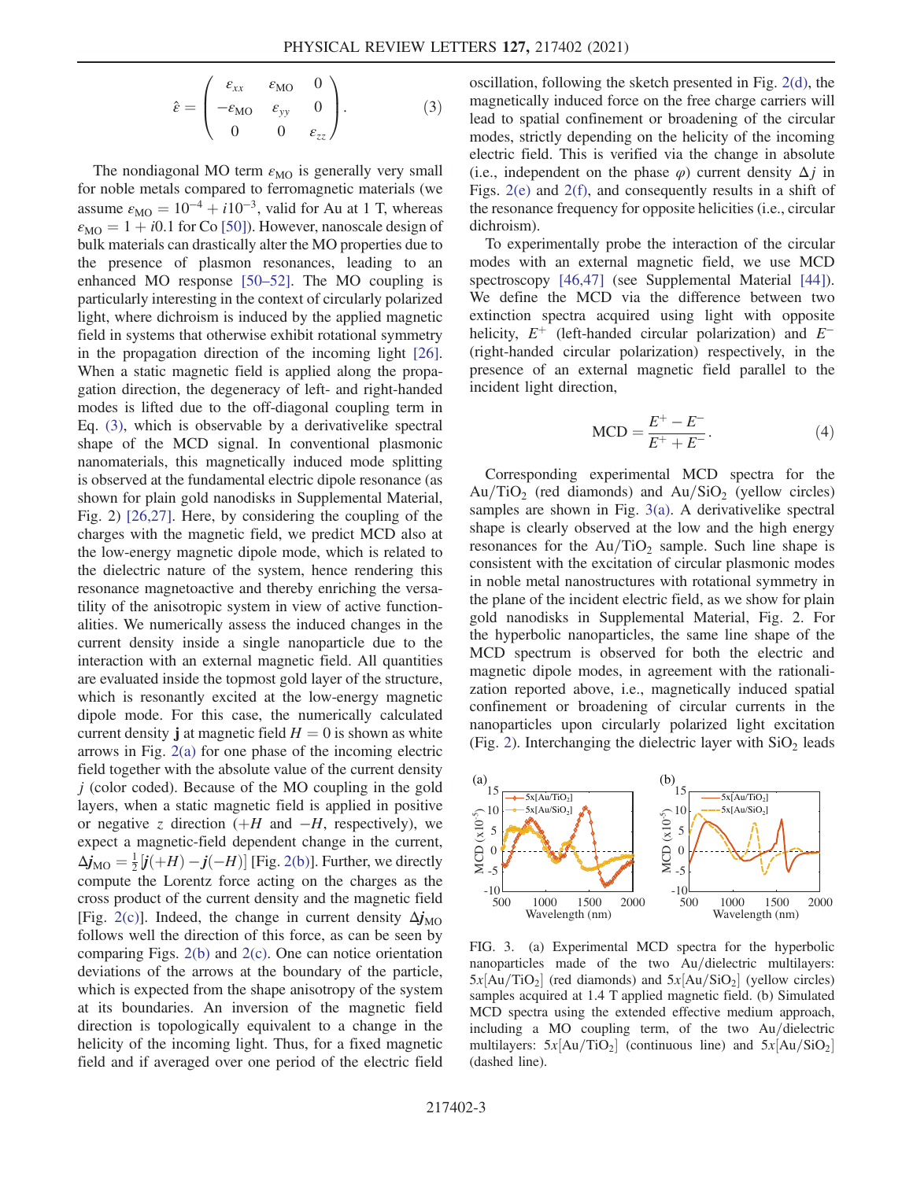$$\hat{\varepsilon} = \begin{pmatrix} \varepsilon_{xx} & \varepsilon_{\mathrm{MO}} & 0 \\ -\varepsilon_{\mathrm{MO}} & \varepsilon_{yy} & 0 \\ 0 & 0 & \varepsilon_{zz} \end{pmatrix}. \tag{3}$$

The nondiagonal MO term $\varepsilon_{\mathrm{MO}}$ is generally very small for noble metals compared to ferromagnetic materials (we assume $\varepsilon_{\mathrm{MO}} = 10^{-4} + i10^{-3}$, valid for Au at 1 T, whereas $\varepsilon_{\mathrm{MO}} = 1 + i0.1$ for Co [50]). However, nanoscale design of bulk materials can drastically alter the MO properties due to the presence of plasmon resonances, leading to an enhanced MO response [50–52]. The MO coupling is particularly interesting in the context of circularly polarized light, where dichroism is induced by the applied magnetic field in systems that otherwise exhibit rotational symmetry in the propagation direction of the incoming light [26]. When a static magnetic field is applied along the propagation direction, the degeneracy of left- and right-handed modes is lifted due to the off-diagonal coupling term in Eq. (3), which is observable by a derivativelike spectral shape of the MCD signal. In conventional plasmonic nanomaterials, this magnetically induced mode splitting is observed at the fundamental electric dipole resonance (as shown for plain gold nanodisks in Supplemental Material, Fig. 2) [26,27]. Here, by considering the coupling of the charges with the magnetic field, we predict MCD also at the low-energy magnetic dipole mode, which is related to the dielectric nature of the system, hence rendering this resonance magnetoactive and thereby enriching the versatility of the anisotropic system in view of active functionalities. We numerically assess the induced changes in the current density inside a single nanoparticle due to the interaction with an external magnetic field. All quantities are evaluated inside the topmost gold layer of the structure, which is resonantly excited at the low-energy magnetic dipole mode. For this case, the numerically calculated current density $\mathbf{j}$ at magnetic field $H = 0$ is shown as white arrows in Fig. 2(a) for one phase of the incoming electric field together with the absolute value of the current density $j$ (color coded). Because of the MO coupling in the gold layers, when a static magnetic field is applied in positive or negative $z$ direction ($+H$ and $-H$, respectively), we expect a magnetic-field dependent change in the current, $\Delta \mathbf{j}_{\mathrm{MO}} = \frac{1}{2}[\mathbf{j}(+H) - \mathbf{j}(-H)]$ [Fig. 2(b)]. Further, we directly compute the Lorentz force acting on the charges as the cross product of the current density and the magnetic field [Fig. 2(c)]. Indeed, the change in current density $\Delta \mathbf{j}_{\mathrm{MO}}$ follows well the direction of this force, as can be seen by comparing Figs. 2(b) and 2(c). One can notice orientation deviations of the arrows at the boundary of the particle, which is expected from the shape anisotropy of the system at its boundaries. An inversion of the magnetic field direction is topologically equivalent to a change in the helicity of the incoming light. Thus, for a fixed magnetic field and if averaged over one period of the electric field oscillation, following the sketch presented in Fig. 2(d), the magnetically induced force on the free charge carriers will lead to spatial confinement or broadening of the circular modes, strictly depending on the helicity of the incoming electric field. This is verified via the change in absolute (i.e., independent on the phase $\varphi$) current density $\Delta j$ in Figs. 2(e) and 2(f), and consequently results in a shift of the resonance frequency for opposite helicities (i.e., circular dichroism).

To experimentally probe the interaction of the circular modes with an external magnetic field, we use MCD spectroscopy [46,47] (see Supplemental Material [44]). We define the MCD via the difference between two extinction spectra acquired using light with opposite helicity, $E^+$ (left-handed circular polarization) and $E^-$ (right-handed circular polarization) respectively, in the presence of an external magnetic field parallel to the incident light direction,

$$\mathrm{MCD} = \frac{E^+ - E^-}{E^+ + E^-}. \tag{4}$$

Corresponding experimental MCD spectra for the $\mathrm{Au/TiO_2}$ (red diamonds) and $\mathrm{Au/SiO_2}$ (yellow circles) samples are shown in Fig. 3(a). A derivativelike spectral shape is clearly observed at the low and the high energy resonances for the $\mathrm{Au/TiO_2}$ sample. Such line shape is consistent with the excitation of circular plasmonic modes in noble metal nanostructures with rotational symmetry in the plane of the incident electric field, as we show for plain gold nanodisks in Supplemental Material, Fig. 2. For the hyperbolic nanoparticles, the same line shape of the MCD spectrum is observed for both the electric and magnetic dipole modes, in agreement with the rationalization reported above, i.e., magnetically induced spatial confinement or broadening of circular currents in the nanoparticles upon circularly polarized light excitation (Fig. 2). Interchanging the dielectric layer with $\mathrm{SiO_2}$ leads

FIG. 3. (a) Experimental MCD spectra for the hyperbolic nanoparticles made of the two Au/dielectric multilayers: $5x[\mathrm{Au/TiO_2}]$ (red diamonds) and $5x[\mathrm{Au/SiO_2}]$ (yellow circles) samples acquired at 1.4 T applied magnetic field. (b) Simulated MCD spectra using the extended effective medium approach, including a MO coupling term, of the two Au/dielectric multilayers: $5x[\mathrm{Au/TiO_2}]$ (continuous line) and $5x[\mathrm{Au/SiO_2}]$ (dashed line).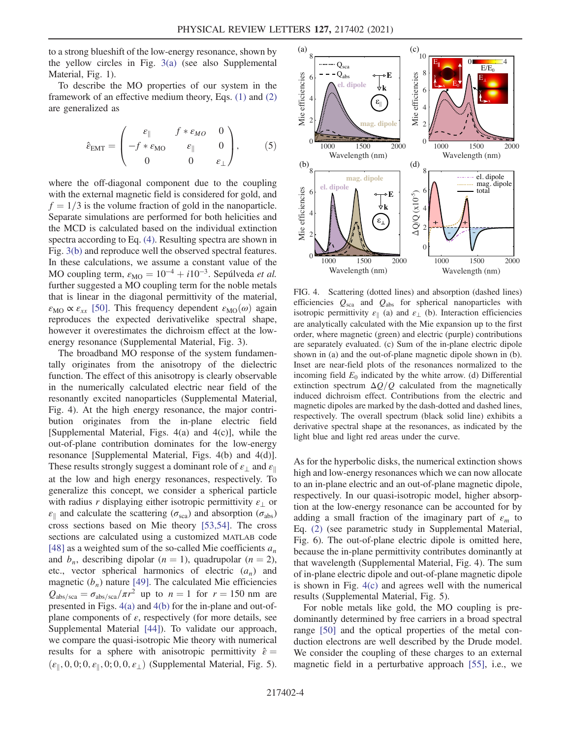to a strong blueshift of the low-energy resonance, shown by the yellow circles in Fig. 3(a) (see also Supplemental Material, Fig. 1).

To describe the MO properties of our system in the framework of an effective medium theory, Eqs. (1) and (2) are generalized as

$$\hat{\varepsilon}_{\mathrm{EMT}} = \begin{pmatrix} \varepsilon_{\parallel} & f * \varepsilon_{MO} & 0 \\ -f * \varepsilon_{\mathrm{MO}} & \varepsilon_{\parallel} & 0 \\ 0 & 0 & \varepsilon_{\perp} \end{pmatrix}, \qquad (5)$$

where the off-diagonal component due to the coupling with the external magnetic field is considered for gold, and $f = 1/3$ is the volume fraction of gold in the nanoparticle. Separate simulations are performed for both helicities and the MCD is calculated based on the individual extinction spectra according to Eq. (4). Resulting spectra are shown in Fig. 3(b) and reproduce well the observed spectral features. In these calculations, we assume a constant value of the MO coupling term, $\varepsilon_{\mathrm{MO}} = 10^{-4} + i10^{-3}$. Sepúlveda *et al.* further suggested a MO coupling term for the noble metals that is linear in the diagonal permittivity of the material, $\varepsilon_{\mathrm{MO}} \propto \varepsilon_{xx}$ [50]. This frequency dependent $\varepsilon_{\mathrm{MO}}(\omega)$ again reproduces the expected derivativelike spectral shape, however it overestimates the dichroism effect at the low-energy resonance (Supplemental Material, Fig. 3).

The broadband MO response of the system fundamentally originates from the anisotropy of the dielectric function. The effect of this anisotropy is clearly observable in the numerically calculated electric near field of the resonantly excited nanoparticles (Supplemental Material, Fig. 4). At the high energy resonance, the major contribution originates from the in-plane electric field [Supplemental Material, Figs. 4(a) and 4(c)], while the out-of-plane contribution dominates for the low-energy resonance [Supplemental Material, Figs. 4(b) and 4(d)]. These results strongly suggest a dominant role of $\varepsilon_{\perp}$ and $\varepsilon_{\parallel}$ at the low and high energy resonances, respectively. To generalize this concept, we consider a spherical particle with radius $r$ displaying either isotropic permittivity $\varepsilon_{\perp}$ or $\varepsilon_{\parallel}$ and calculate the scattering ($\sigma_{\mathrm{sca}}$) and absorption ($\sigma_{\mathrm{abs}}$) cross sections based on Mie theory [53,54]. The cross sections are calculated using a customized MATLAB code [48] as a weighted sum of the so-called Mie coefficients $a_n$ and $b_n$, describing dipolar ($n = 1$), quadrupolar ($n = 2$), etc., vector spherical harmonics of electric ($a_n$) and magnetic ($b_n$) nature [49]. The calculated Mie efficiencies $Q_{\mathrm{abs/sca}} = \sigma_{\mathrm{abs/sca}}/\pi r^2$ up to $n = 1$ for $r = 150$ nm are presented in Figs. 4(a) and 4(b) for the in-plane and out-of-plane components of $\varepsilon$, respectively (for more details, see Supplemental Material [44]). To validate our approach, we compare the quasi-isotropic Mie theory with numerical results for a sphere with anisotropic permittivity $\hat{\varepsilon} = (\varepsilon_{\parallel}, 0, 0; 0, \varepsilon_{\parallel}, 0; 0, 0, \varepsilon_{\perp})$ (Supplemental Material, Fig. 5).

FIG. 4. Scattering (dotted lines) and absorption (dashed lines) efficiencies $Q_{\mathrm{sca}}$ and $Q_{\mathrm{abs}}$ for spherical nanoparticles with isotropic permittivity $\varepsilon_{\parallel}$ (a) and $\varepsilon_{\perp}$ (b). Interaction efficiencies are analytically calculated with the Mie expansion up to the first order, where magnetic (green) and electric (purple) contributions are separately evaluated. (c) Sum of the in-plane electric dipole shown in (a) and the out-of-plane magnetic dipole shown in (b). Inset are near-field plots of the resonances normalized to the incoming field $E_0$ indicated by the white arrow. (d) Differential extinction spectrum $\Delta Q/Q$ calculated from the magnetically induced dichroism effect. Contributions from the electric and magnetic dipoles are marked by the dash-dotted and dashed lines, respectively. The overall spectrum (black solid line) exhibits a derivative spectral shape at the resonances, as indicated by the light blue and light red areas under the curve.

As for the hyperbolic disks, the numerical extinction shows high and low-energy resonances which we can now allocate to an in-plane electric and an out-of-plane magnetic dipole, respectively. In our quasi-isotropic model, higher absorption at the low-energy resonance can be accounted for by adding a small fraction of the imaginary part of $\varepsilon_m$ to Eq. (2) (see parametric study in Supplemental Material, Fig. 6). The out-of-plane electric dipole is omitted here, because the in-plane permittivity contributes dominantly at that wavelength (Supplemental Material, Fig. 4). The sum of in-plane electric dipole and out-of-plane magnetic dipole is shown in Fig. 4(c) and agrees well with the numerical results (Supplemental Material, Fig. 5).

For noble metals like gold, the MO coupling is predominantly determined by free carriers in a broad spectral range [50] and the optical properties of the metal conduction electrons are well described by the Drude model. We consider the coupling of these charges to an external magnetic field in a perturbative approach [55], i.e., we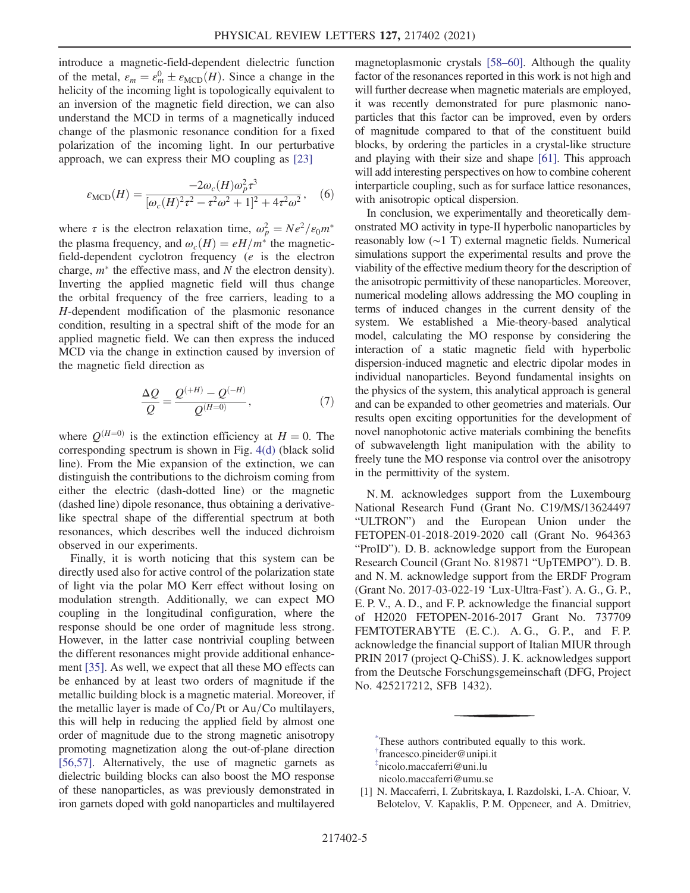introduce a magnetic-field-dependent dielectric function of the metal, $\varepsilon_m = \varepsilon_m^0 \pm \varepsilon_{\text{MCD}}(H)$. Since a change in the helicity of the incoming light is topologically equivalent to an inversion of the magnetic field direction, we can also understand the MCD in terms of a magnetically induced change of the plasmonic resonance condition for a fixed polarization of the incoming light. In our perturbative approach, we can express their MO coupling as [23]

$$\varepsilon_{\text{MCD}}(H) = \frac{-2\omega_c(H)\omega_p^2\tau^3}{[\omega_c(H)^2\tau^2 - \tau^2\omega^2 + 1]^2 + 4\tau^2\omega^2}, \quad (6)$$

where $\tau$ is the electron relaxation time, $\omega_p^2 = Ne^2/\varepsilon_0 m^*$ the plasma frequency, and $\omega_c(H) = eH/m^*$ the magnetic-field-dependent cyclotron frequency ($e$ is the electron charge, $m^*$ the effective mass, and $N$ the electron density). Inverting the applied magnetic field will thus change the orbital frequency of the free carriers, leading to a $H$-dependent modification of the plasmonic resonance condition, resulting in a spectral shift of the mode for an applied magnetic field. We can then express the induced MCD via the change in extinction caused by inversion of the magnetic field direction as

$$\frac{\Delta Q}{Q} = \frac{Q^{(+H)} - Q^{(-H)}}{Q^{(H=0)}}, \quad (7)$$

where $Q^{(H=0)}$ is the extinction efficiency at $H = 0$. The corresponding spectrum is shown in Fig. 4(d) (black solid line). From the Mie expansion of the extinction, we can distinguish the contributions to the dichroism coming from either the electric (dash-dotted line) or the magnetic (dashed line) dipole resonance, thus obtaining a derivative-like spectral shape of the differential spectrum at both resonances, which describes well the induced dichroism observed in our experiments.

Finally, it is worth noticing that this system can be directly used also for active control of the polarization state of light via the polar MO Kerr effect without losing on modulation strength. Additionally, we can expect MO coupling in the longitudinal configuration, where the response should be one order of magnitude less strong. However, in the latter case nontrivial coupling between the different resonances might provide additional enhancement [35]. As well, we expect that all these MO effects can be enhanced by at least two orders of magnitude if the metallic building block is a magnetic material. Moreover, if the metallic layer is made of Co/Pt or Au/Co multilayers, this will help in reducing the applied field by almost one order of magnitude due to the strong magnetic anisotropy promoting magnetization along the out-of-plane direction [56,57]. Alternatively, the use of magnetic garnets as dielectric building blocks can also boost the MO response of these nanoparticles, as was previously demonstrated in iron garnets doped with gold nanoparticles and multilayered magnetoplasmonic crystals [58–60]. Although the quality factor of the resonances reported in this work is not high and will further decrease when magnetic materials are employed, it was recently demonstrated for pure plasmonic nanoparticles that this factor can be improved, even by orders of magnitude compared to that of the constituent build blocks, by ordering the particles in a crystal-like structure and playing with their size and shape [61]. This approach will add interesting perspectives on how to combine coherent interparticle coupling, such as for surface lattice resonances, with anisotropic optical dispersion.

In conclusion, we experimentally and theoretically demonstrated MO activity in type-II hyperbolic nanoparticles by reasonably low (~1 T) external magnetic fields. Numerical simulations support the experimental results and prove the viability of the effective medium theory for the description of the anisotropic permittivity of these nanoparticles. Moreover, numerical modeling allows addressing the MO coupling in terms of induced changes in the current density of the system. We established a Mie-theory-based analytical model, calculating the MO response by considering the interaction of a static magnetic field with hyperbolic dispersion-induced magnetic and electric dipolar modes in individual nanoparticles. Beyond fundamental insights on the physics of the system, this analytical approach is general and can be expanded to other geometries and materials. Our results open exciting opportunities for the development of novel nanophotonic active materials combining the benefits of subwavelength light manipulation with the ability to freely tune the MO response via control over the anisotropy in the permittivity of the system.

N. M. acknowledges support from the Luxembourg National Research Fund (Grant No. C19/MS/13624497 "ULTRON") and the European Union under the FETOPEN-01-2018-2019-2020 call (Grant No. 964363 "ProID"). D. B. acknowledge support from the European Research Council (Grant No. 819871 "UpTEMPO"). D. B. and N. M. acknowledge support from the ERDF Program (Grant No. 2017-03-022-19 'Lux-Ultra-Fast'). A. G., G. P., E. P. V., A. D., and F. P. acknowledge the financial support of H2020 FETOPEN-2016-2017 Grant No. 737709 FEMTOTERABYTE (E. C.). A. G., G. P., and F. P. acknowledge the financial support of Italian MIUR through PRIN 2017 (project Q-ChiSS). J. K. acknowledges support from the Deutsche Forschungsgemeinschaft (DFG, Project No. 425217212, SFB 1432).

---

[*] These authors contributed equally to this work.

[†] francesco.pineider@unipi.it

[‡] nicolo.maccaferri@uni.lu  
nicolo.maccaferri@umu.se

[1] N. Maccaferri, I. Zubritskaya, I. Razdolski, I.-A. Chioar, V. Belotelov, V. Kapaklis, P. M. Oppeneer, and A. Dmitriev,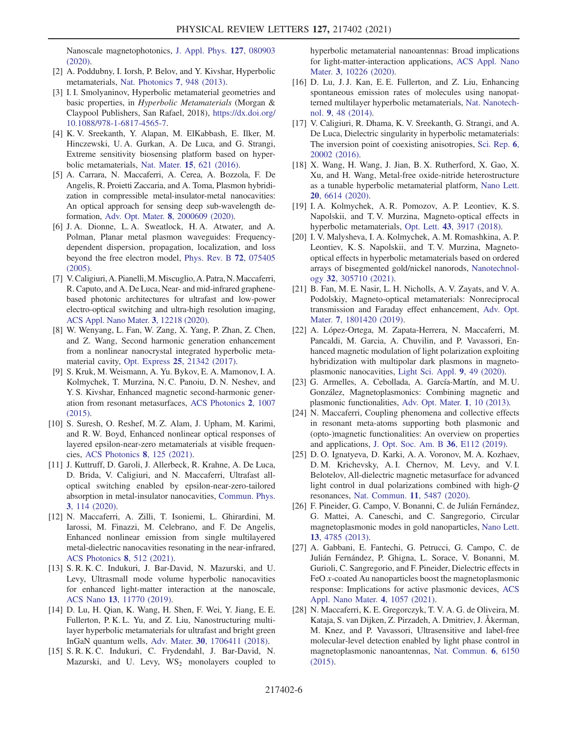Nanoscale magnetophotonics, J. Appl. Phys. **127**, 080903 (2020).

[2] A. Poddubny, I. Iorsh, P. Belov, and Y. Kivshar, Hyperbolic metamaterials, Nat. Photonics **7**, 948 (2013).

[3] I. I. Smolyaninov, Hyperbolic metamaterial geometries and basic properties, in *Hyperbolic Metamaterials* (Morgan & Claypool Publishers, San Rafael, 2018), https://dx.doi.org/10.1088/978-1-6817-4565-7.

[4] K. V. Sreekanth, Y. Alapan, M. ElKabbash, E. Ilker, M. Hinczewski, U. A. Gurkan, A. De Luca, and G. Strangi, Extreme sensitivity biosensing platform based on hyperbolic metamaterials, Nat. Mater. **15**, 621 (2016).

[5] A. Carrara, N. Maccaferri, A. Cerea, A. Bozzola, F. De Angelis, R. Proietti Zaccaria, and A. Toma, Plasmon hybridization in compressible metal-insulator-metal nanocavities: An optical approach for sensing deep sub-wavelength deformation, Adv. Opt. Mater. **8**, 2000609 (2020).

[6] J. A. Dionne, L. A. Sweatlock, H. A. Atwater, and A. Polman, Planar metal plasmon waveguides: Frequency-dependent dispersion, propagation, localization, and loss beyond the free electron model, Phys. Rev. B **72**, 075405 (2005).

[7] V. Caligiuri, A. Pianelli, M. Miscuglio, A. Patra, N. Maccaferri, R. Caputo, and A. De Luca, Near- and mid-infrared graphene-based photonic architectures for ultrafast and low-power electro-optical switching and ultra-high resolution imaging, ACS Appl. Nano Mater. **3**, 12218 (2020).

[8] W. Wenyang, L. Fan, W. Zang, X. Yang, P. Zhan, Z. Chen, and Z. Wang, Second harmonic generation enhancement from a nonlinear nanocrystal integrated hyperbolic metamaterial cavity, Opt. Express **25**, 21342 (2017).

[9] S. Kruk, M. Weismann, A. Yu. Bykov, E. A. Mamonov, I. A. Kolmychek, T. Murzina, N. C. Panoiu, D. N. Neshev, and Y. S. Kivshar, Enhanced magnetic second-harmonic generation from resonant metasurfaces, ACS Photonics **2**, 1007 (2015).

[10] S. Suresh, O. Reshef, M. Z. Alam, J. Upham, M. Karimi, and R. W. Boyd, Enhanced nonlinear optical responses of layered epsilon-near-zero metamaterials at visible frequencies, ACS Photonics **8**, 125 (2021).

[11] J. Kuttruff, D. Garoli, J. Allerbeck, R. Krahne, A. De Luca, D. Brida, V. Caligiuri, and N. Maccaferri, Ultrafast all-optical switching enabled by epsilon-near-zero-tailored absorption in metal-insulator nanocavities, Commun. Phys. **3**, 114 (2020).

[12] N. Maccaferri, A. Zilli, T. Isoniemi, L. Ghirardini, M. Iarossi, M. Finazzi, M. Celebrano, and F. De Angelis, Enhanced nonlinear emission from single multilayered metal-dielectric nanocavities resonating in the near-infrared, ACS Photonics **8**, 512 (2021).

[13] S. R. K. C. Indukuri, J. Bar-David, N. Mazurski, and U. Levy, Ultrasmall mode volume hyperbolic nanocavities for enhanced light-matter interaction at the nanoscale, ACS Nano **13**, 11770 (2019).

[14] D. Lu, H. Qian, K. Wang, H. Shen, F. Wei, Y. Jiang, E. E. Fullerton, P. K. L. Yu, and Z. Liu, Nanostructuring multilayer hyperbolic metamaterials for ultrafast and bright green InGaN quantum wells, Adv. Mater. **30**, 1706411 (2018).

[15] S. R. K. C. Indukuri, C. Frydendahl, J. Bar-David, N. Mazurski, and U. Levy, $WS_2$ monolayers coupled to hyperbolic metamaterial nanoantennas: Broad implications for light-matter-interaction applications, ACS Appl. Nano Mater. **3**, 10226 (2020).

[16] D. Lu, J. J. Kan, E. E. Fullerton, and Z. Liu, Enhancing spontaneous emission rates of molecules using nanopatterned multilayer hyperbolic metamaterials, Nat. Nanotechnol. **9**, 48 (2014).

[17] V. Caligiuri, R. Dhama, K. V. Sreekanth, G. Strangi, and A. De Luca, Dielectric singularity in hyperbolic metamaterials: The inversion point of coexisting anisotropies, Sci. Rep. **6**, 20002 (2016).

[18] X. Wang, H. Wang, J. Jian, B. X. Rutherford, X. Gao, X. Xu, and H. Wang, Metal-free oxide-nitride heterostructure as a tunable hyperbolic metamaterial platform, Nano Lett. **20**, 6614 (2020).

[19] I. A. Kolmychek, A. R. Pomozov, A. P. Leontiev, K. S. Napolskii, and T. V. Murzina, Magneto-optical effects in hyperbolic metamaterials, Opt. Lett. **43**, 3917 (2018).

[20] I. V. Malysheva, I. A. Kolmychek, A. M. Romashkina, A. P. Leontiev, K. S. Napolskii, and T. V. Murzina, Magneto-optical effects in hyperbolic metamaterials based on ordered arrays of bisegmented gold/nickel nanorods, Nanotechnology **32**, 305710 (2021).

[21] B. Fan, M. E. Nasir, L. H. Nicholls, A. V. Zayats, and V. A. Podolskiy, Magneto-optical metamaterials: Nonreciprocal transmission and Faraday effect enhancement, Adv. Opt. Mater. **7**, 1801420 (2019).

[22] A. López-Ortega, M. Zapata-Herrera, N. Maccaferri, M. Pancaldi, M. Garcia, A. Chuvilin, and P. Vavassori, Enhanced magnetic modulation of light polarization exploiting hybridization with multipolar dark plasmons in magnetoplasmonic nanocavities, Light Sci. Appl. **9**, 49 (2020).

[23] G. Armelles, A. Cebollada, A. García-Martín, and M. U. González, Magnetoplasmonics: Combining magnetic and plasmonic functionalities, Adv. Opt. Mater. **1**, 10 (2013).

[24] N. Maccaferri, Coupling phenomena and collective effects in resonant meta-atoms supporting both plasmonic and (opto-)magnetic functionalities: An overview on properties and applications, J. Opt. Soc. Am. B **36**, E112 (2019).

[25] D. O. Ignatyeva, D. Karki, A. A. Voronov, M. A. Kozhaev, D. M. Krichevsky, A. I. Chernov, M. Levy, and V. I. Belotelov, All-dielectric magnetic metasurface for advanced light control in dual polarizations combined with high-$Q$ resonances, Nat. Commun. **11**, 5487 (2020).

[26] F. Pineider, G. Campo, V. Bonanni, C. de Julián Fernández, G. Mattei, A. Caneschi, and C. Sangregorio, Circular magnetoplasmonic modes in gold nanoparticles, Nano Lett. **13**, 4785 (2013).

[27] A. Gabbani, E. Fantechi, G. Petrucci, G. Campo, C. de Julián Fernández, P. Ghigna, L. Sorace, V. Bonanni, M. Gurioli, C. Sangregorio, and F. Pineider, Dielectric effects in FeO $x$-coated Au nanoparticles boost the magnetoplasmonic response: Implications for active plasmonic devices, ACS Appl. Nano Mater. **4**, 1057 (2021).

[28] N. Maccaferri, K. E. Gregorczyk, T. V. A. G. de Oliveira, M. Kataja, S. van Dijken, Z. Pirzadeh, A. Dmitriev, J. Åkerman, M. Knez, and P. Vavassori, Ultrasensitive and label-free molecular-level detection enabled by light phase control in magnetoplasmonic nanoantennas, Nat. Commun. **6**, 6150 (2015).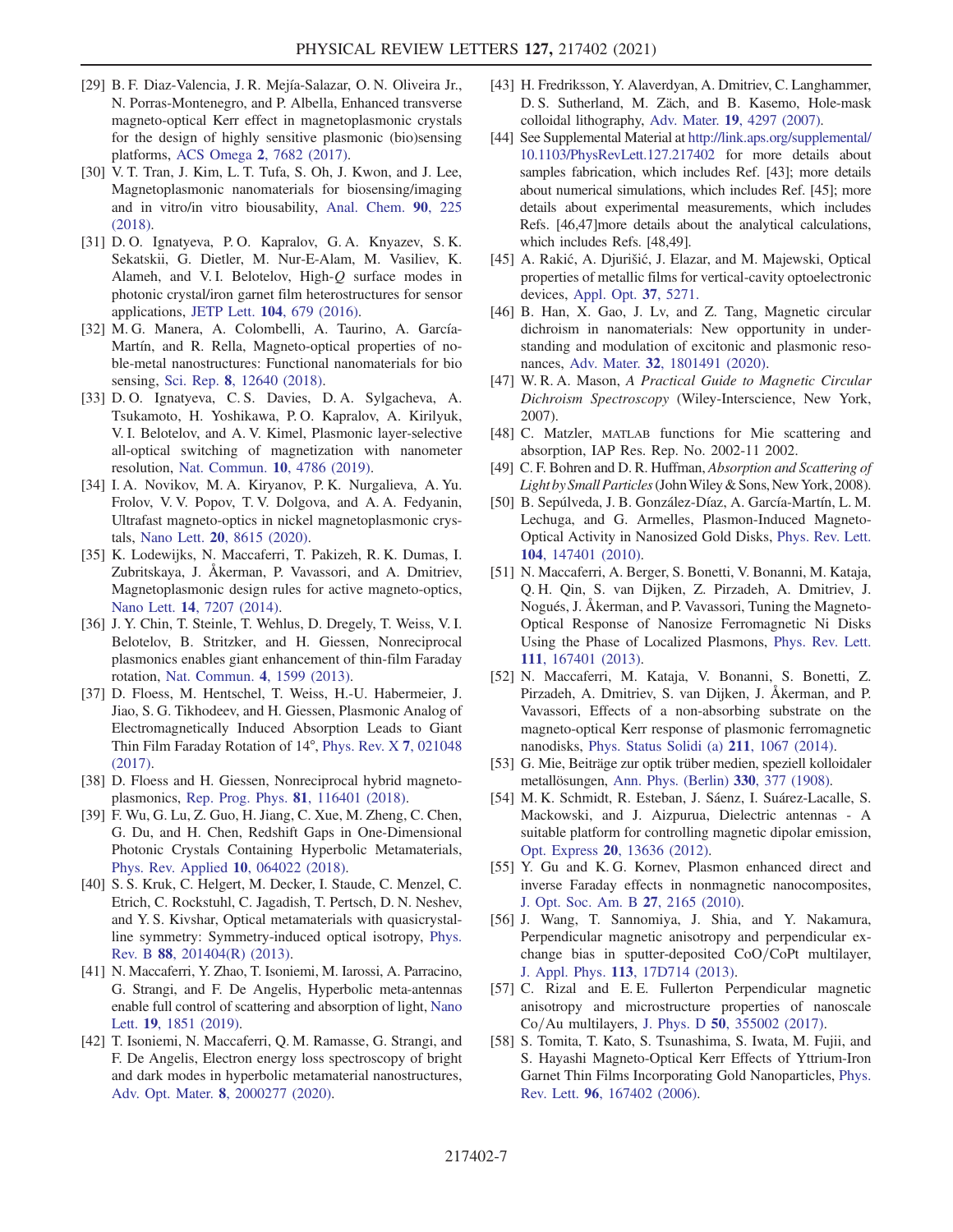[29] B. F. Diaz-Valencia, J. R. Mejía-Salazar, O. N. Oliveira Jr., N. Porras-Montenegro, and P. Albella, Enhanced transverse magneto-optical Kerr effect in magnetoplasmonic crystals for the design of highly sensitive plasmonic (bio)sensing platforms, ACS Omega **2**, 7682 (2017).

[30] V. T. Tran, J. Kim, L. T. Tufa, S. Oh, J. Kwon, and J. Lee, Magnetoplasmonic nanomaterials for biosensing/imaging and in vitro/in vitro biousability, Anal. Chem. **90**, 225 (2018).

[31] D. O. Ignatyeva, P. O. Kapralov, G. A. Knyazev, S. K. Sekatskii, G. Dietler, M. Nur-E-Alam, M. Vasiliev, K. Alameh, and V. I. Belotelov, High-*Q* surface modes in photonic crystal/iron garnet film heterostructures for sensor applications, JETP Lett. **104**, 679 (2016).

[32] M. G. Manera, A. Colombelli, A. Taurino, A. García-Martín, and R. Rella, Magneto-optical properties of noble-metal nanostructures: Functional nanomaterials for bio sensing, Sci. Rep. **8**, 12640 (2018).

[33] D. O. Ignatyeva, C. S. Davies, D. A. Sylgacheva, A. Tsukamoto, H. Yoshikawa, P. O. Kapralov, A. Kirilyuk, V. I. Belotelov, and A. V. Kimel, Plasmonic layer-selective all-optical switching of magnetization with nanometer resolution, Nat. Commun. **10**, 4786 (2019).

[34] I. A. Novikov, M. A. Kiryanov, P. K. Nurgalieva, A. Yu. Frolov, V. V. Popov, T. V. Dolgova, and A. A. Fedyanin, Ultrafast magneto-optics in nickel magnetoplasmonic crystals, Nano Lett. **20**, 8615 (2020).

[35] K. Lodewijks, N. Maccaferri, T. Pakizeh, R. K. Dumas, I. Zubritskaya, J. Åkerman, P. Vavassori, and A. Dmitriev, Magnetoplasmonic design rules for active magneto-optics, Nano Lett. **14**, 7207 (2014).

[36] J. Y. Chin, T. Steinle, T. Wehlus, D. Dregely, T. Weiss, V. I. Belotelov, B. Stritzker, and H. Giessen, Nonreciprocal plasmonics enables giant enhancement of thin-film Faraday rotation, Nat. Commun. **4**, 1599 (2013).

[37] D. Floess, M. Hentschel, T. Weiss, H.-U. Habermeier, J. Jiao, S. G. Tikhodeev, and H. Giessen, Plasmonic Analog of Electromagnetically Induced Absorption Leads to Giant Thin Film Faraday Rotation of 14°, Phys. Rev. X **7**, 021048 (2017).

[38] D. Floess and H. Giessen, Nonreciprocal hybrid magnetoplasmonics, Rep. Prog. Phys. **81**, 116401 (2018).

[39] F. Wu, G. Lu, Z. Guo, H. Jiang, C. Xue, M. Zheng, C. Chen, G. Du, and H. Chen, Redshift Gaps in One-Dimensional Photonic Crystals Containing Hyperbolic Metamaterials, Phys. Rev. Applied **10**, 064022 (2018).

[40] S. S. Kruk, C. Helgert, M. Decker, I. Staude, C. Menzel, C. Etrich, C. Rockstuhl, C. Jagadish, T. Pertsch, D. N. Neshev, and Y. S. Kivshar, Optical metamaterials with quasicrystalline symmetry: Symmetry-induced optical isotropy, Phys. Rev. B **88**, 201404(R) (2013).

[41] N. Maccaferri, Y. Zhao, T. Isoniemi, M. Iarossi, A. Parracino, G. Strangi, and F. De Angelis, Hyperbolic meta-antennas enable full control of scattering and absorption of light, Nano Lett. **19**, 1851 (2019).

[42] T. Isoniemi, N. Maccaferri, Q. M. Ramasse, G. Strangi, and F. De Angelis, Electron energy loss spectroscopy of bright and dark modes in hyperbolic metamaterial nanostructures, Adv. Opt. Mater. **8**, 2000277 (2020).

[43] H. Fredriksson, Y. Alaverdyan, A. Dmitriev, C. Langhammer, D. S. Sutherland, M. Zäch, and B. Kasemo, Hole-mask colloidal lithography, Adv. Mater. **19**, 4297 (2007).

[44] See Supplemental Material at http://link.aps.org/supplemental/10.1103/PhysRevLett.127.217402 for more details about samples fabrication, which includes Ref. [43]; more details about numerical simulations, which includes Ref. [45]; more details about experimental measurements, which includes Refs. [46,47]more details about the analytical calculations, which includes Refs. [48,49].

[45] A. Rakić, A. Djurišić, J. Elazar, and M. Majewski, Optical properties of metallic films for vertical-cavity optoelectronic devices, Appl. Opt. **37**, 5271.

[46] B. Han, X. Gao, J. Lv, and Z. Tang, Magnetic circular dichroism in nanomaterials: New opportunity in understanding and modulation of excitonic and plasmonic resonances, Adv. Mater. **32**, 1801491 (2020).

[47] W. R. A. Mason, *A Practical Guide to Magnetic Circular Dichroism Spectroscopy* (Wiley-Interscience, New York, 2007).

[48] C. Matzler, MATLAB functions for Mie scattering and absorption, IAP Res. Rep. No. 2002-11 2002.

[49] C. F. Bohren and D. R. Huffman, *Absorption and Scattering of Light by Small Particles* (John Wiley & Sons, New York, 2008).

[50] B. Sepúlveda, J. B. González-Díaz, A. García-Martín, L. M. Lechuga, and G. Armelles, Plasmon-Induced Magneto-Optical Activity in Nanosized Gold Disks, Phys. Rev. Lett. **104**, 147401 (2010).

[51] N. Maccaferri, A. Berger, S. Bonetti, V. Bonanni, M. Kataja, Q. H. Qin, S. van Dijken, Z. Pirzadeh, A. Dmitriev, J. Nogués, J. Åkerman, and P. Vavassori, Tuning the Magneto-Optical Response of Nanosize Ferromagnetic Ni Disks Using the Phase of Localized Plasmons, Phys. Rev. Lett. **111**, 167401 (2013).

[52] N. Maccaferri, M. Kataja, V. Bonanni, S. Bonetti, Z. Pirzadeh, A. Dmitriev, S. van Dijken, J. Åkerman, and P. Vavassori, Effects of a non-absorbing substrate on the magneto-optical Kerr response of plasmonic ferromagnetic nanodisks, Phys. Status Solidi (a) **211**, 1067 (2014).

[53] G. Mie, Beiträge zur optik trüber medien, speziell kolloidaler metallösungen, Ann. Phys. (Berlin) **330**, 377 (1908).

[54] M. K. Schmidt, R. Esteban, J. Sáenz, I. Suárez-Lacalle, S. Mackowski, and J. Aizpurua, Dielectric antennas - A suitable platform for controlling magnetic dipolar emission, Opt. Express **20**, 13636 (2012).

[55] Y. Gu and K. G. Kornev, Plasmon enhanced direct and inverse Faraday effects in nonmagnetic nanocomposites, J. Opt. Soc. Am. B **27**, 2165 (2010).

[56] J. Wang, T. Sannomiya, J. Shia, and Y. Nakamura, Perpendicular magnetic anisotropy and perpendicular exchange bias in sputter-deposited CoO/CoPt multilayer, J. Appl. Phys. **113**, 17D714 (2013).

[57] C. Rizal and E. E. Fullerton Perpendicular magnetic anisotropy and microstructure properties of nanoscale Co/Au multilayers, J. Phys. D **50**, 355002 (2017).

[58] S. Tomita, T. Kato, S. Tsunashima, S. Iwata, M. Fujii, and S. Hayashi Magneto-Optical Kerr Effects of Yttrium-Iron Garnet Thin Films Incorporating Gold Nanoparticles, Phys. Rev. Lett. **96**, 167402 (2006).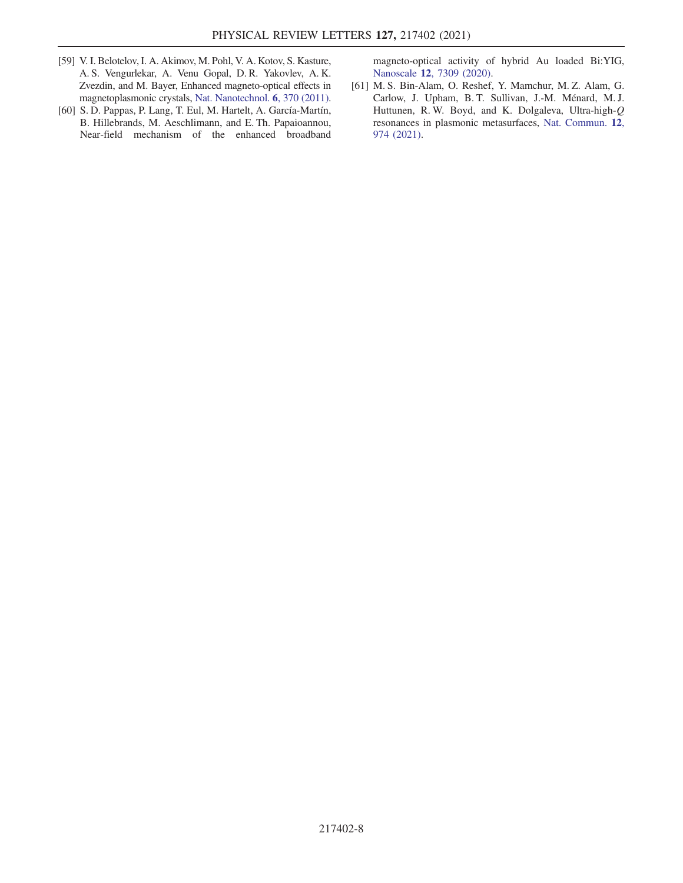[59] V. I. Belotelov, I. A. Akimov, M. Pohl, V. A. Kotov, S. Kasture, A. S. Vengurlekar, A. Venu Gopal, D. R. Yakovlev, A. K. Zvezdin, and M. Bayer, Enhanced magneto-optical effects in magnetoplasmonic crystals, Nat. Nanotechnol. **6**, 370 (2011).

[60] S. D. Pappas, P. Lang, T. Eul, M. Hartelt, A. García-Martín, B. Hillebrands, M. Aeschlimann, and E. Th. Papaioannou, Near-field mechanism of the enhanced broadband magneto-optical activity of hybrid Au loaded Bi:YIG, Nanoscale **12**, 7309 (2020).

[61] M. S. Bin-Alam, O. Reshef, Y. Mamchur, M. Z. Alam, G. Carlow, J. Upham, B. T. Sullivan, J.-M. Ménard, M. J. Huttunen, R. W. Boyd, and K. Dolgaleva, Ultra-high-$Q$ resonances in plasmonic metasurfaces, Nat. Commun. **12**, 974 (2021).